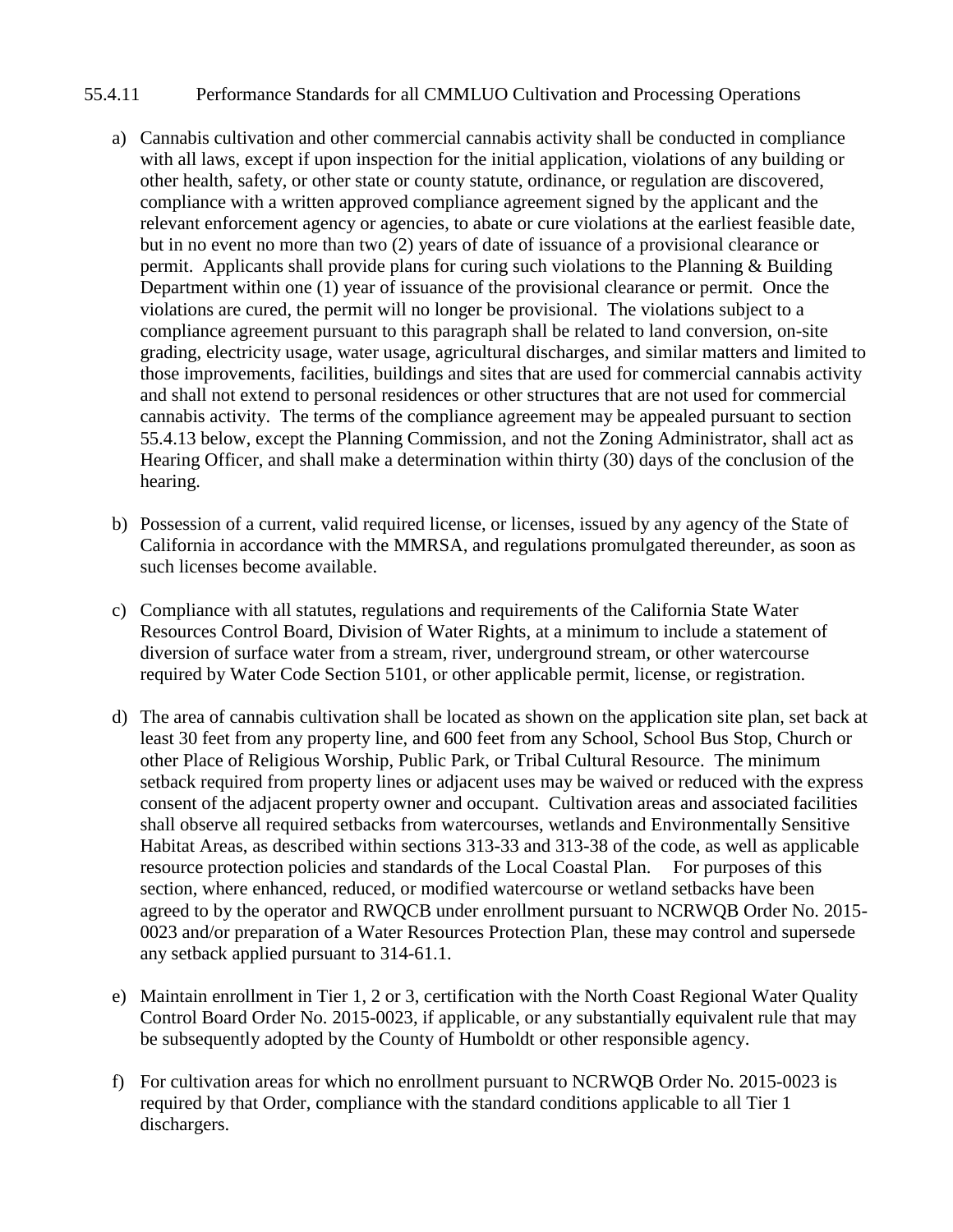55.4.11 Performance Standards for all CMMLUO Cultivation and Processing Operations

a) Cannabis cultivation and other commercial cannabis activity shall be conducted in compliance with all laws, except if upon inspection for the initial application, violations of any building or other health, safety, or other state or county statute, ordinance, or regulation are discovered, compliance with a written approved compliance agreement signed by the applicant and the relevant enforcement agency or agencies, to abate or cure violations at the earliest feasible date, but in no event no more than two (2) years of date of issuance of a provisional clearance or permit. Applicants shall provide plans for curing such violations to the Planning & Building Department within one (1) year of issuance of the provisional clearance or permit. Once the violations are cured, the permit will no longer be provisional. The violations subject to a compliance agreement pursuant to this paragraph shall be related to land conversion, on-site grading, electricity usage, water usage, agricultural discharges, and similar matters and limited to those improvements, facilities, buildings and sites that are used for commercial cannabis activity and shall not extend to personal residences or other structures that are not used for commercial cannabis activity. The terms of the compliance agreement may be appealed pursuant to section 55.4.13 below, except the Planning Commission, and not the Zoning Administrator, shall act as Hearing Officer, and shall make a determination within thirty (30) days of the conclusion of the hearing.

b) Possession of a current, valid required license, or licenses, issued by any agency of the State of California in accordance with the MMRSA, and regulations promulgated thereunder, as soon as such licenses become available.

c) Compliance with all statutes, regulations and requirements of the California State Water Resources Control Board, Division of Water Rights, at a minimum to include a statement of diversion of surface water from a stream, river, underground stream, or other watercourse required by Water Code Section 5101, or other applicable permit, license, or registration.

d) The area of cannabis cultivation shall be located as shown on the application site plan, set back at least 30 feet from any property line, and 600 feet from any School, School Bus Stop, Church or other Place of Religious Worship, Public Park, or Tribal Cultural Resource. The minimum setback required from property lines or adjacent uses may be waived or reduced with the express consent of the adjacent property owner and occupant. Cultivation areas and associated facilities shall observe all required setbacks from watercourses, wetlands and Environmentally Sensitive Habitat Areas, as described within sections 313-33 and 313-38 of the code, as well as applicable resource protection policies and standards of the Local Coastal Plan. For purposes of this section, where enhanced, reduced, or modified watercourse or wetland setbacks have been agreed to by the operator and RWQCB under enrollment pursuant to NCRWQB Order No. 2015-0023 and/or preparation of a Water Resources Protection Plan, these may control and supersede any setback applied pursuant to 314-61.1.

e) Maintain enrollment in Tier 1, 2 or 3, certification with the North Coast Regional Water Quality Control Board Order No. 2015-0023, if applicable, or any substantially equivalent rule that may be subsequently adopted by the County of Humboldt or other responsible agency.

f) For cultivation areas for which no enrollment pursuant to NCRWQB Order No. 2015-0023 is required by that Order, compliance with the standard conditions applicable to all Tier 1 dischargers.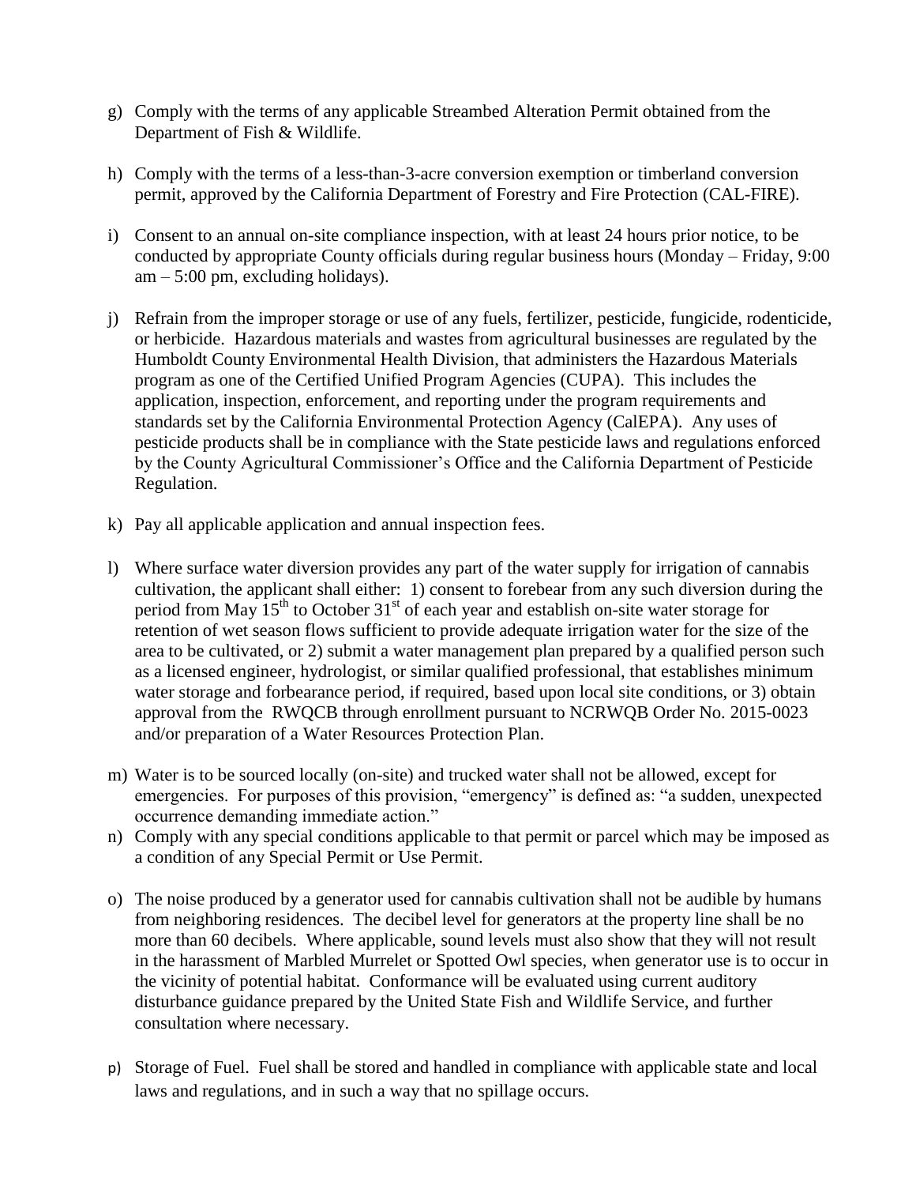g) Comply with the terms of any applicable Streambed Alteration Permit obtained from the Department of Fish & Wildlife.

h) Comply with the terms of a less-than-3-acre conversion exemption or timberland conversion permit, approved by the California Department of Forestry and Fire Protection (CAL-FIRE).

i) Consent to an annual on-site compliance inspection, with at least 24 hours prior notice, to be conducted by appropriate County officials during regular business hours (Monday – Friday, 9:00 am – 5:00 pm, excluding holidays).

j) Refrain from the improper storage or use of any fuels, fertilizer, pesticide, fungicide, rodenticide, or herbicide. Hazardous materials and wastes from agricultural businesses are regulated by the Humboldt County Environmental Health Division, that administers the Hazardous Materials program as one of the Certified Unified Program Agencies (CUPA). This includes the application, inspection, enforcement, and reporting under the program requirements and standards set by the California Environmental Protection Agency (CalEPA). Any uses of pesticide products shall be in compliance with the State pesticide laws and regulations enforced by the County Agricultural Commissioner's Office and the California Department of Pesticide Regulation.

k) Pay all applicable application and annual inspection fees.

l) Where surface water diversion provides any part of the water supply for irrigation of cannabis cultivation, the applicant shall either: 1) consent to forebear from any such diversion during the period from May 15th to October 31st of each year and establish on-site water storage for retention of wet season flows sufficient to provide adequate irrigation water for the size of the area to be cultivated, or 2) submit a water management plan prepared by a qualified person such as a licensed engineer, hydrologist, or similar qualified professional, that establishes minimum water storage and forbearance period, if required, based upon local site conditions, or 3) obtain approval from the RWQCB through enrollment pursuant to NCRWQB Order No. 2015-0023 and/or preparation of a Water Resources Protection Plan.

m) Water is to be sourced locally (on-site) and trucked water shall not be allowed, except for emergencies. For purposes of this provision, "emergency" is defined as: "a sudden, unexpected occurrence demanding immediate action."

n) Comply with any special conditions applicable to that permit or parcel which may be imposed as a condition of any Special Permit or Use Permit.

o) The noise produced by a generator used for cannabis cultivation shall not be audible by humans from neighboring residences. The decibel level for generators at the property line shall be no more than 60 decibels. Where applicable, sound levels must also show that they will not result in the harassment of Marbled Murrelet or Spotted Owl species, when generator use is to occur in the vicinity of potential habitat. Conformance will be evaluated using current auditory disturbance guidance prepared by the United State Fish and Wildlife Service, and further consultation where necessary.

p) Storage of Fuel. Fuel shall be stored and handled in compliance with applicable state and local laws and regulations, and in such a way that no spillage occurs.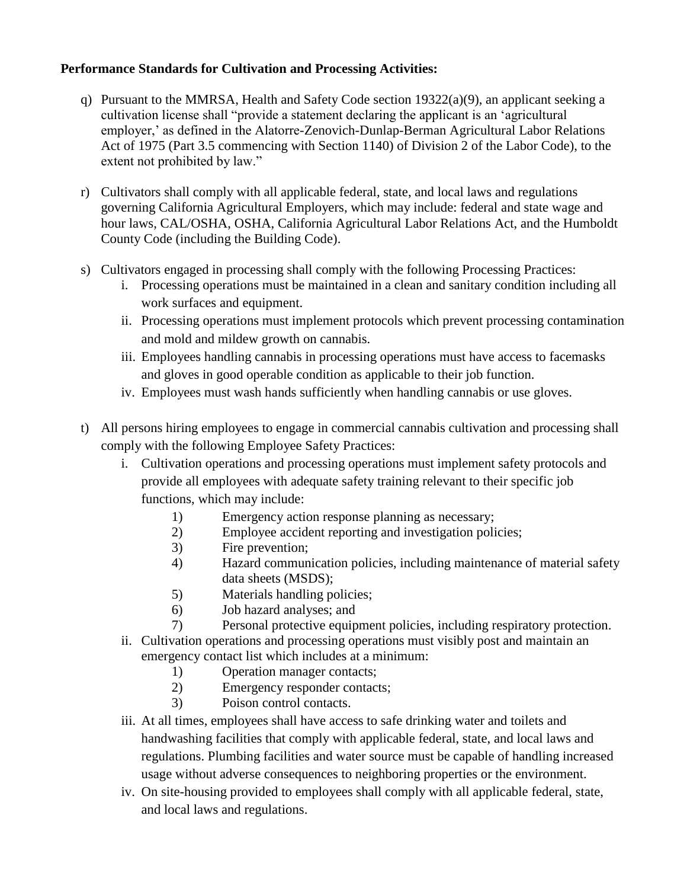**Performance Standards for Cultivation and Processing Activities:**

q) Pursuant to the MMRSA, Health and Safety Code section 19322(a)(9), an applicant seeking a cultivation license shall "provide a statement declaring the applicant is an 'agricultural employer,' as defined in the Alatorre-Zenovich-Dunlap-Berman Agricultural Labor Relations Act of 1975 (Part 3.5 commencing with Section 1140) of Division 2 of the Labor Code), to the extent not prohibited by law."

r) Cultivators shall comply with all applicable federal, state, and local laws and regulations governing California Agricultural Employers, which may include: federal and state wage and hour laws, CAL/OSHA, OSHA, California Agricultural Labor Relations Act, and the Humboldt County Code (including the Building Code).

s) Cultivators engaged in processing shall comply with the following Processing Practices:
   i. Processing operations must be maintained in a clean and sanitary condition including all work surfaces and equipment.
   ii. Processing operations must implement protocols which prevent processing contamination and mold and mildew growth on cannabis.
   iii. Employees handling cannabis in processing operations must have access to facemasks and gloves in good operable condition as applicable to their job function.
   iv. Employees must wash hands sufficiently when handling cannabis or use gloves.

t) All persons hiring employees to engage in commercial cannabis cultivation and processing shall comply with the following Employee Safety Practices:
   i. Cultivation operations and processing operations must implement safety protocols and provide all employees with adequate safety training relevant to their specific job functions, which may include:
      1) Emergency action response planning as necessary;
      2) Employee accident reporting and investigation policies;
      3) Fire prevention;
      4) Hazard communication policies, including maintenance of material safety data sheets (MSDS);
      5) Materials handling policies;
      6) Job hazard analyses; and
      7) Personal protective equipment policies, including respiratory protection.
   ii. Cultivation operations and processing operations must visibly post and maintain an emergency contact list which includes at a minimum:
      1) Operation manager contacts;
      2) Emergency responder contacts;
      3) Poison control contacts.
   iii. At all times, employees shall have access to safe drinking water and toilets and handwashing facilities that comply with applicable federal, state, and local laws and regulations. Plumbing facilities and water source must be capable of handling increased usage without adverse consequences to neighboring properties or the environment.
   iv. On site-housing provided to employees shall comply with all applicable federal, state, and local laws and regulations.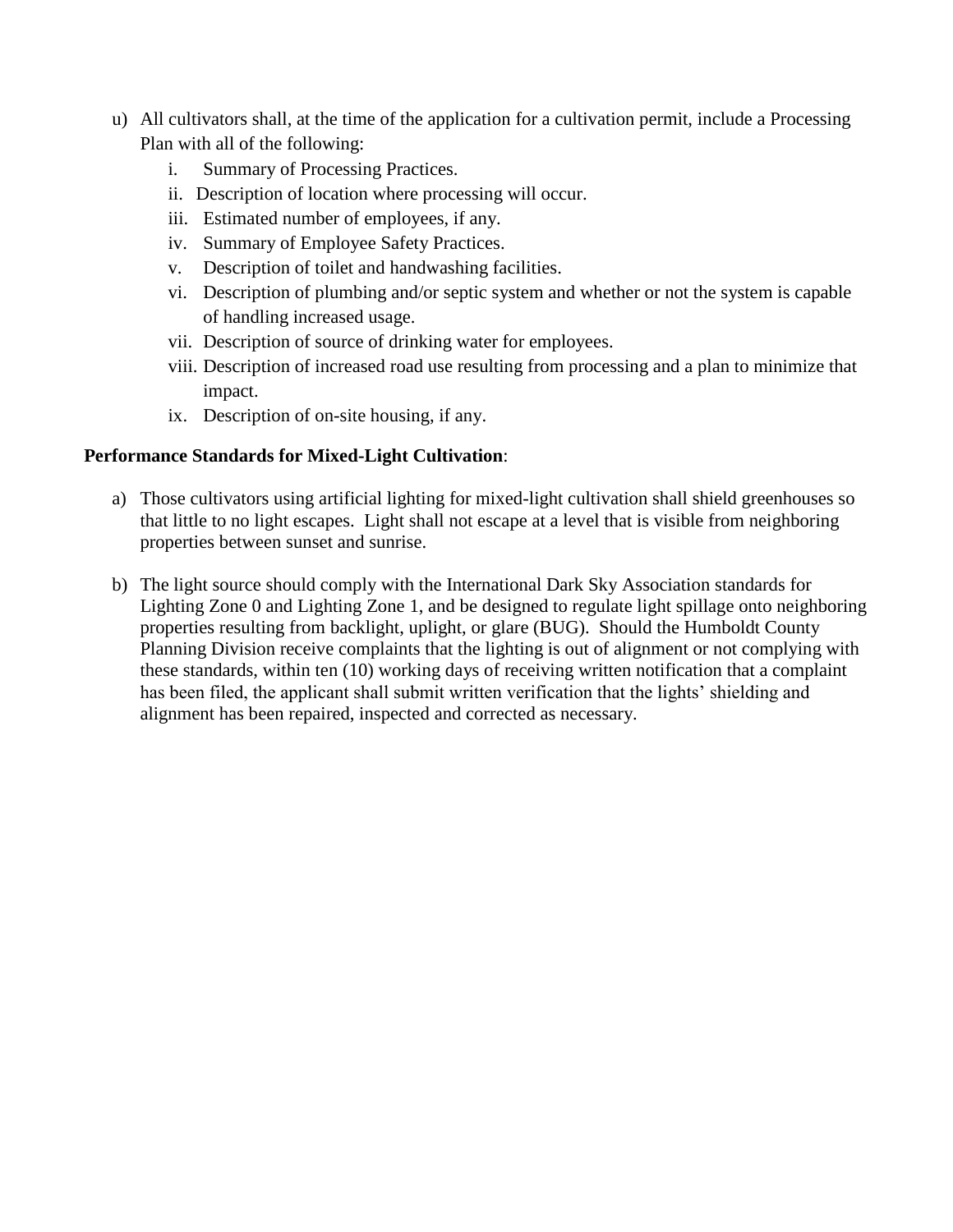u) All cultivators shall, at the time of the application for a cultivation permit, include a Processing Plan with all of the following:
    i. Summary of Processing Practices.
    ii. Description of location where processing will occur.
    iii. Estimated number of employees, if any.
    iv. Summary of Employee Safety Practices.
    v. Description of toilet and handwashing facilities.
    vi. Description of plumbing and/or septic system and whether or not the system is capable of handling increased usage.
    vii. Description of source of drinking water for employees.
    viii. Description of increased road use resulting from processing and a plan to minimize that impact.
    ix. Description of on-site housing, if any.

**Performance Standards for Mixed-Light Cultivation**:

a) Those cultivators using artificial lighting for mixed-light cultivation shall shield greenhouses so that little to no light escapes. Light shall not escape at a level that is visible from neighboring properties between sunset and sunrise.

b) The light source should comply with the International Dark Sky Association standards for Lighting Zone 0 and Lighting Zone 1, and be designed to regulate light spillage onto neighboring properties resulting from backlight, uplight, or glare (BUG). Should the Humboldt County Planning Division receive complaints that the lighting is out of alignment or not complying with these standards, within ten (10) working days of receiving written notification that a complaint has been filed, the applicant shall submit written verification that the lights' shielding and alignment has been repaired, inspected and corrected as necessary.